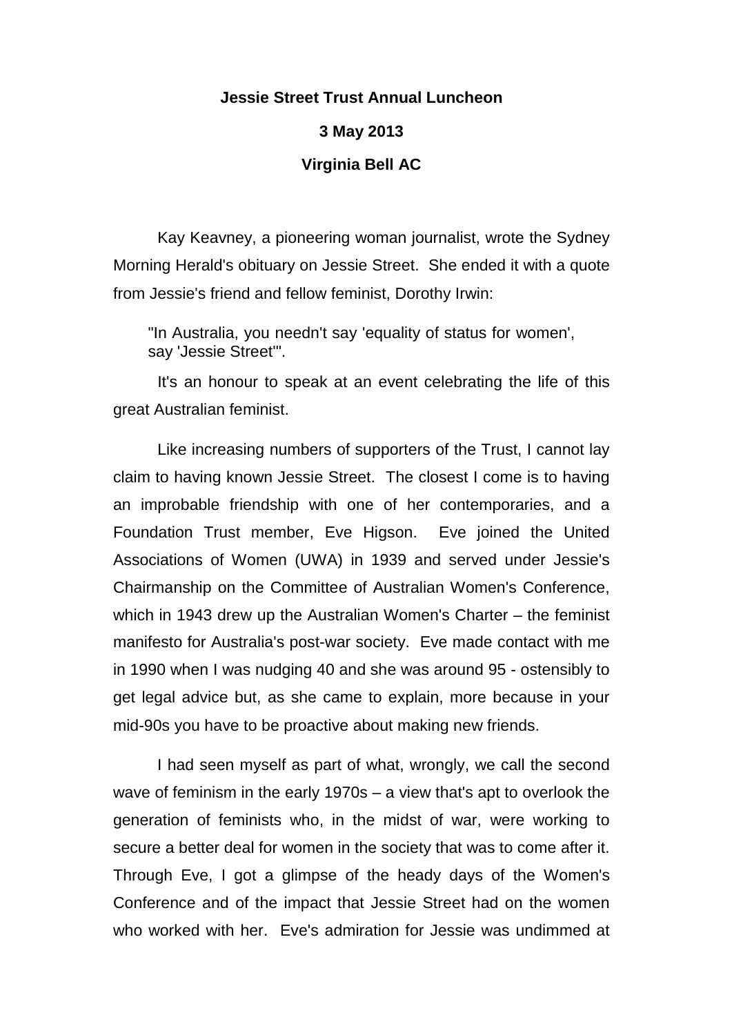**Jessie Street Trust Annual Luncheon**

**3 May 2013**

**Virginia Bell AC**

Kay Keavney, a pioneering woman journalist, wrote the Sydney Morning Herald's obituary on Jessie Street. She ended it with a quote from Jessie's friend and fellow feminist, Dorothy Irwin:

> "In Australia, you needn't say 'equality of status for women', say 'Jessie Street'".

It's an honour to speak at an event celebrating the life of this great Australian feminist.

Like increasing numbers of supporters of the Trust, I cannot lay claim to having known Jessie Street. The closest I come is to having an improbable friendship with one of her contemporaries, and a Foundation Trust member, Eve Higson. Eve joined the United Associations of Women (UWA) in 1939 and served under Jessie's Chairmanship on the Committee of Australian Women's Conference, which in 1943 drew up the Australian Women's Charter – the feminist manifesto for Australia's post-war society. Eve made contact with me in 1990 when I was nudging 40 and she was around 95 - ostensibly to get legal advice but, as she came to explain, more because in your mid-90s you have to be proactive about making new friends.

I had seen myself as part of what, wrongly, we call the second wave of feminism in the early 1970s – a view that's apt to overlook the generation of feminists who, in the midst of war, were working to secure a better deal for women in the society that was to come after it. Through Eve, I got a glimpse of the heady days of the Women's Conference and of the impact that Jessie Street had on the women who worked with her. Eve's admiration for Jessie was undimmed at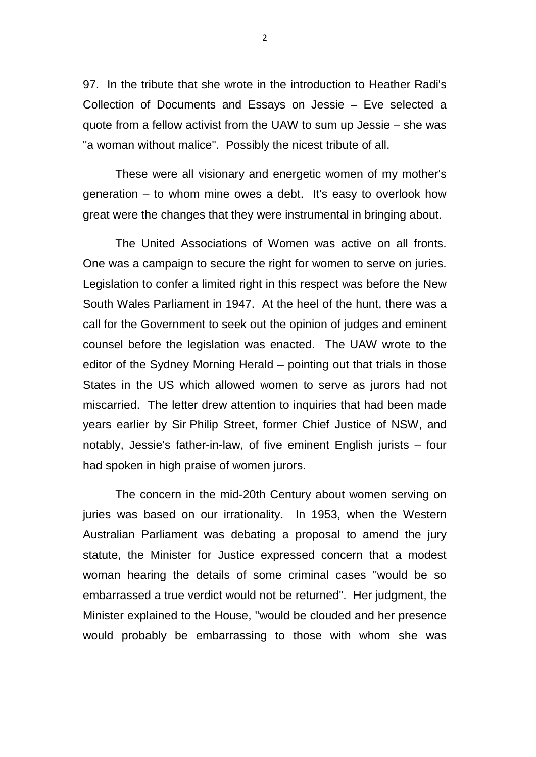97. In the tribute that she wrote in the introduction to Heather Radi's Collection of Documents and Essays on Jessie – Eve selected a quote from a fellow activist from the UAW to sum up Jessie – she was "a woman without malice". Possibly the nicest tribute of all.

These were all visionary and energetic women of my mother's generation – to whom mine owes a debt. It's easy to overlook how great were the changes that they were instrumental in bringing about.

The United Associations of Women was active on all fronts. One was a campaign to secure the right for women to serve on juries. Legislation to confer a limited right in this respect was before the New South Wales Parliament in 1947. At the heel of the hunt, there was a call for the Government to seek out the opinion of judges and eminent counsel before the legislation was enacted. The UAW wrote to the editor of the Sydney Morning Herald – pointing out that trials in those States in the US which allowed women to serve as jurors had not miscarried. The letter drew attention to inquiries that had been made years earlier by Sir Philip Street, former Chief Justice of NSW, and notably, Jessie's father-in-law, of five eminent English jurists – four had spoken in high praise of women jurors.

The concern in the mid-20th Century about women serving on juries was based on our irrationality. In 1953, when the Western Australian Parliament was debating a proposal to amend the jury statute, the Minister for Justice expressed concern that a modest woman hearing the details of some criminal cases "would be so embarrassed a true verdict would not be returned". Her judgment, the Minister explained to the House, "would be clouded and her presence would probably be embarrassing to those with whom she was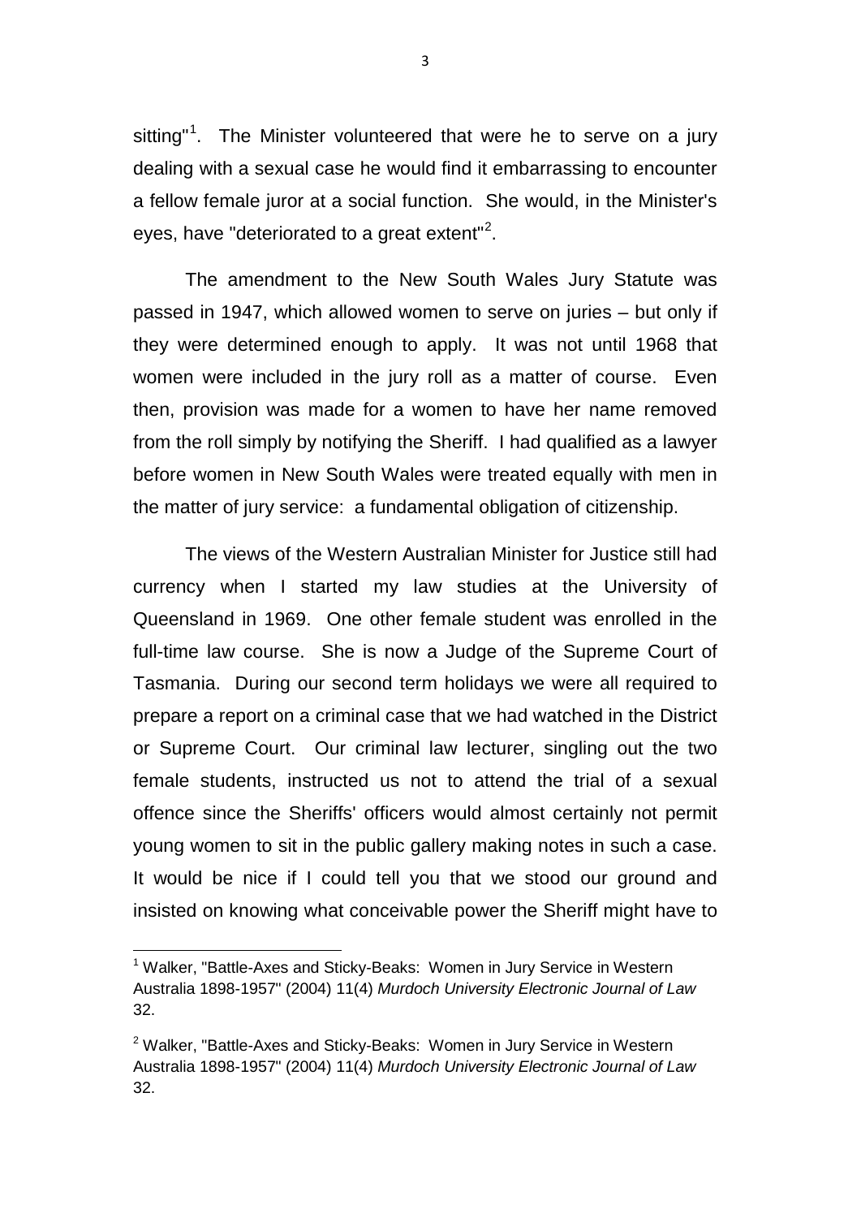sitting"[1]. The Minister volunteered that were he to serve on a jury dealing with a sexual case he would find it embarrassing to encounter a fellow female juror at a social function. She would, in the Minister's eyes, have "deteriorated to a great extent"[2].

The amendment to the New South Wales Jury Statute was passed in 1947, which allowed women to serve on juries – but only if they were determined enough to apply. It was not until 1968 that women were included in the jury roll as a matter of course. Even then, provision was made for a women to have her name removed from the roll simply by notifying the Sheriff. I had qualified as a lawyer before women in New South Wales were treated equally with men in the matter of jury service: a fundamental obligation of citizenship.

The views of the Western Australian Minister for Justice still had currency when I started my law studies at the University of Queensland in 1969. One other female student was enrolled in the full-time law course. She is now a Judge of the Supreme Court of Tasmania. During our second term holidays we were all required to prepare a report on a criminal case that we had watched in the District or Supreme Court. Our criminal law lecturer, singling out the two female students, instructed us not to attend the trial of a sexual offence since the Sheriffs' officers would almost certainly not permit young women to sit in the public gallery making notes in such a case. It would be nice if I could tell you that we stood our ground and insisted on knowing what conceivable power the Sheriff might have to

---

[1] Walker, "Battle-Axes and Sticky-Beaks: Women in Jury Service in Western Australia 1898-1957" (2004) 11(4) *Murdoch University Electronic Journal of Law* 32.

[2] Walker, "Battle-Axes and Sticky-Beaks: Women in Jury Service in Western Australia 1898-1957" (2004) 11(4) *Murdoch University Electronic Journal of Law* 32.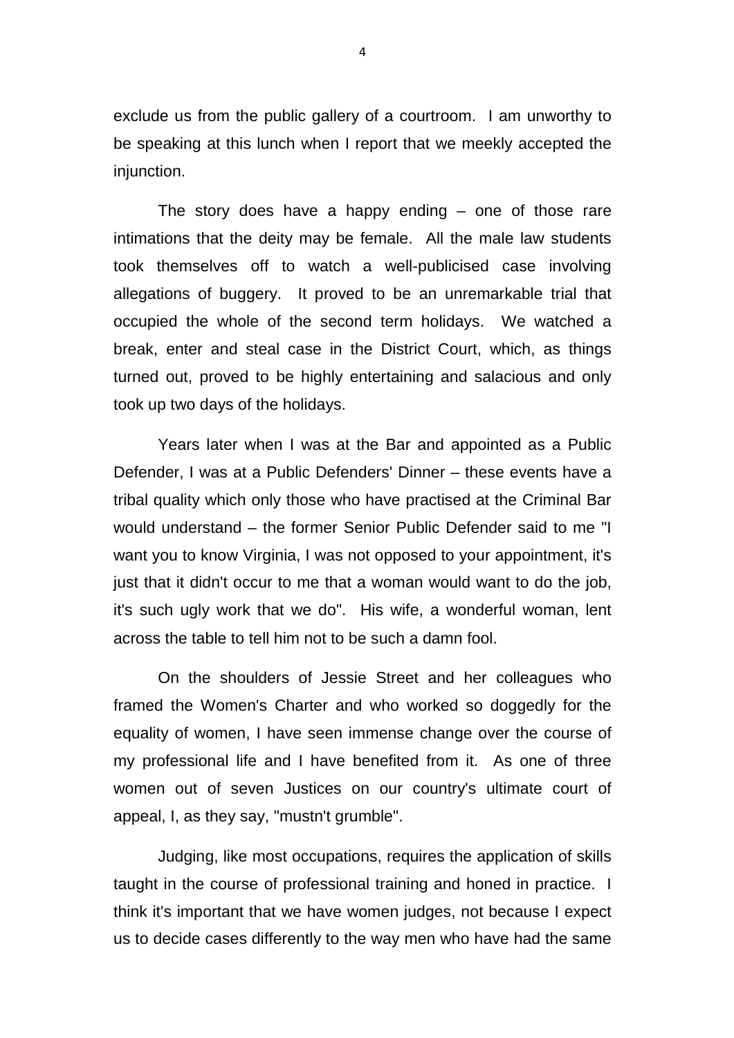exclude us from the public gallery of a courtroom. I am unworthy to be speaking at this lunch when I report that we meekly accepted the injunction.

The story does have a happy ending – one of those rare intimations that the deity may be female. All the male law students took themselves off to watch a well-publicised case involving allegations of buggery. It proved to be an unremarkable trial that occupied the whole of the second term holidays. We watched a break, enter and steal case in the District Court, which, as things turned out, proved to be highly entertaining and salacious and only took up two days of the holidays.

Years later when I was at the Bar and appointed as a Public Defender, I was at a Public Defenders' Dinner – these events have a tribal quality which only those who have practised at the Criminal Bar would understand – the former Senior Public Defender said to me "I want you to know Virginia, I was not opposed to your appointment, it's just that it didn't occur to me that a woman would want to do the job, it's such ugly work that we do". His wife, a wonderful woman, lent across the table to tell him not to be such a damn fool.

On the shoulders of Jessie Street and her colleagues who framed the Women's Charter and who worked so doggedly for the equality of women, I have seen immense change over the course of my professional life and I have benefited from it. As one of three women out of seven Justices on our country's ultimate court of appeal, I, as they say, "mustn't grumble".

Judging, like most occupations, requires the application of skills taught in the course of professional training and honed in practice. I think it's important that we have women judges, not because I expect us to decide cases differently to the way men who have had the same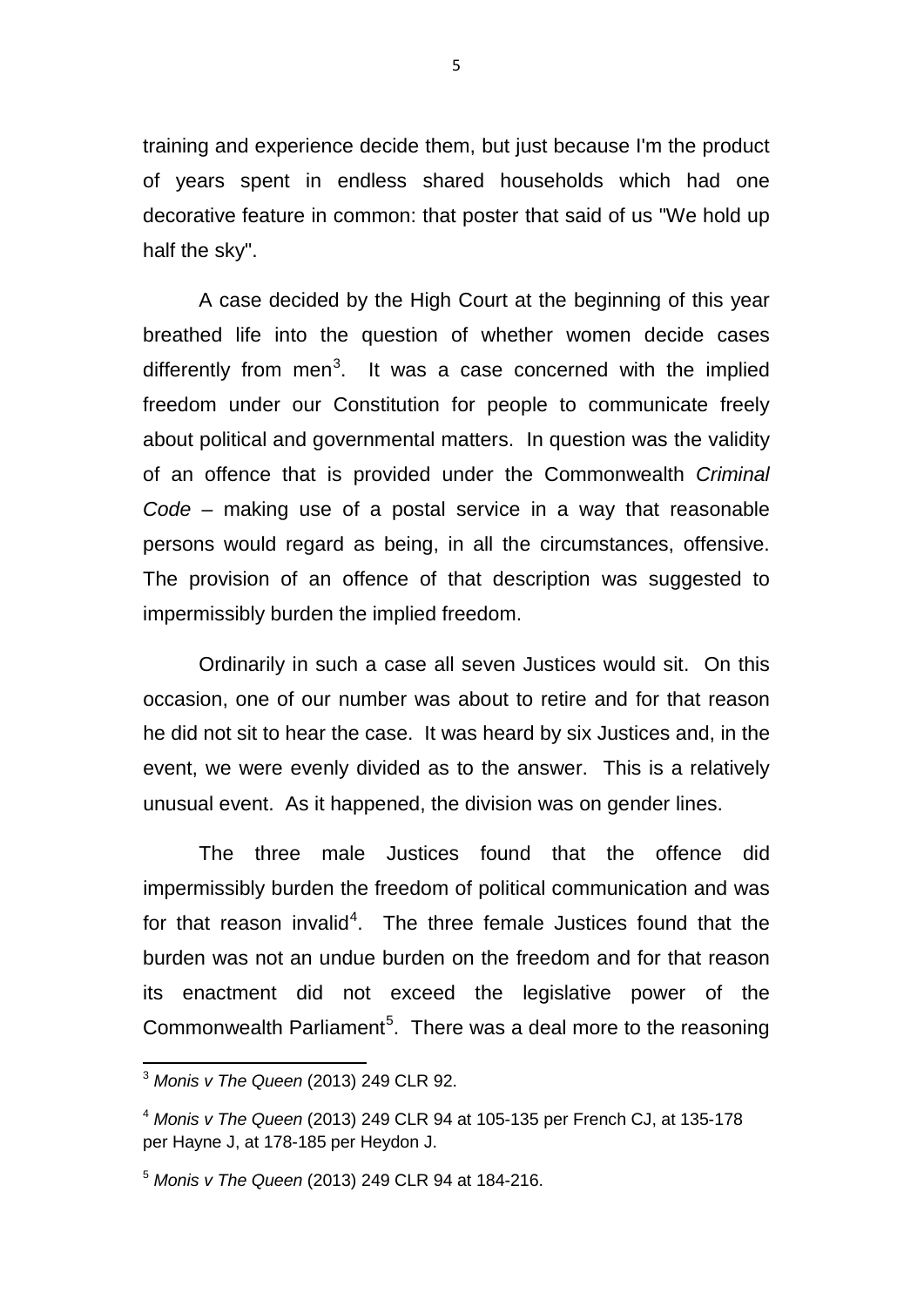training and experience decide them, but just because I'm the product of years spent in endless shared households which had one decorative feature in common: that poster that said of us "We hold up half the sky".

A case decided by the High Court at the beginning of this year breathed life into the question of whether women decide cases differently from men[3]. It was a case concerned with the implied freedom under our Constitution for people to communicate freely about political and governmental matters. In question was the validity of an offence that is provided under the Commonwealth *Criminal Code* – making use of a postal service in a way that reasonable persons would regard as being, in all the circumstances, offensive. The provision of an offence of that description was suggested to impermissibly burden the implied freedom.

Ordinarily in such a case all seven Justices would sit. On this occasion, one of our number was about to retire and for that reason he did not sit to hear the case. It was heard by six Justices and, in the event, we were evenly divided as to the answer. This is a relatively unusual event. As it happened, the division was on gender lines.

The three male Justices found that the offence did impermissibly burden the freedom of political communication and was for that reason invalid[4]. The three female Justices found that the burden was not an undue burden on the freedom and for that reason its enactment did not exceed the legislative power of the Commonwealth Parliament[5]. There was a deal more to the reasoning

---

[3] *Monis v The Queen* (2013) 249 CLR 92.

[4] *Monis v The Queen* (2013) 249 CLR 94 at 105-135 per French CJ, at 135-178 per Hayne J, at 178-185 per Heydon J.

[5] *Monis v The Queen* (2013) 249 CLR 94 at 184-216.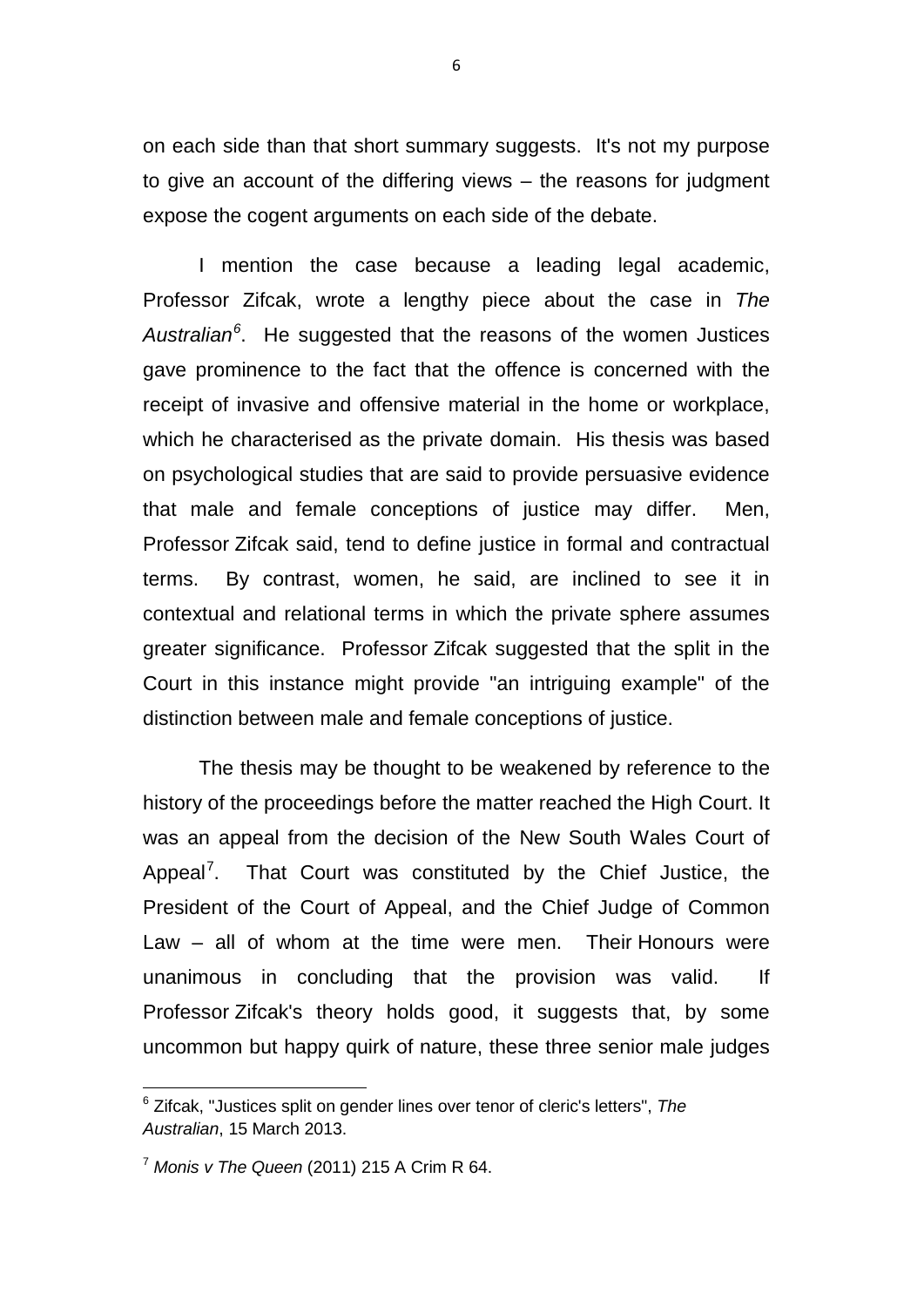on each side than that short summary suggests. It's not my purpose to give an account of the differing views – the reasons for judgment expose the cogent arguments on each side of the debate.

I mention the case because a leading legal academic, Professor Zifcak, wrote a lengthy piece about the case in *The Australian*[6]. He suggested that the reasons of the women Justices gave prominence to the fact that the offence is concerned with the receipt of invasive and offensive material in the home or workplace, which he characterised as the private domain. His thesis was based on psychological studies that are said to provide persuasive evidence that male and female conceptions of justice may differ. Men, Professor Zifcak said, tend to define justice in formal and contractual terms. By contrast, women, he said, are inclined to see it in contextual and relational terms in which the private sphere assumes greater significance. Professor Zifcak suggested that the split in the Court in this instance might provide "an intriguing example" of the distinction between male and female conceptions of justice.

The thesis may be thought to be weakened by reference to the history of the proceedings before the matter reached the High Court. It was an appeal from the decision of the New South Wales Court of Appeal[7]. That Court was constituted by the Chief Justice, the President of the Court of Appeal, and the Chief Judge of Common Law – all of whom at the time were men. Their Honours were unanimous in concluding that the provision was valid. If Professor Zifcak's theory holds good, it suggests that, by some uncommon but happy quirk of nature, these three senior male judges

---

[6] Zifcak, "Justices split on gender lines over tenor of cleric's letters", *The Australian*, 15 March 2013.

[7] *Monis v The Queen* (2011) 215 A Crim R 64.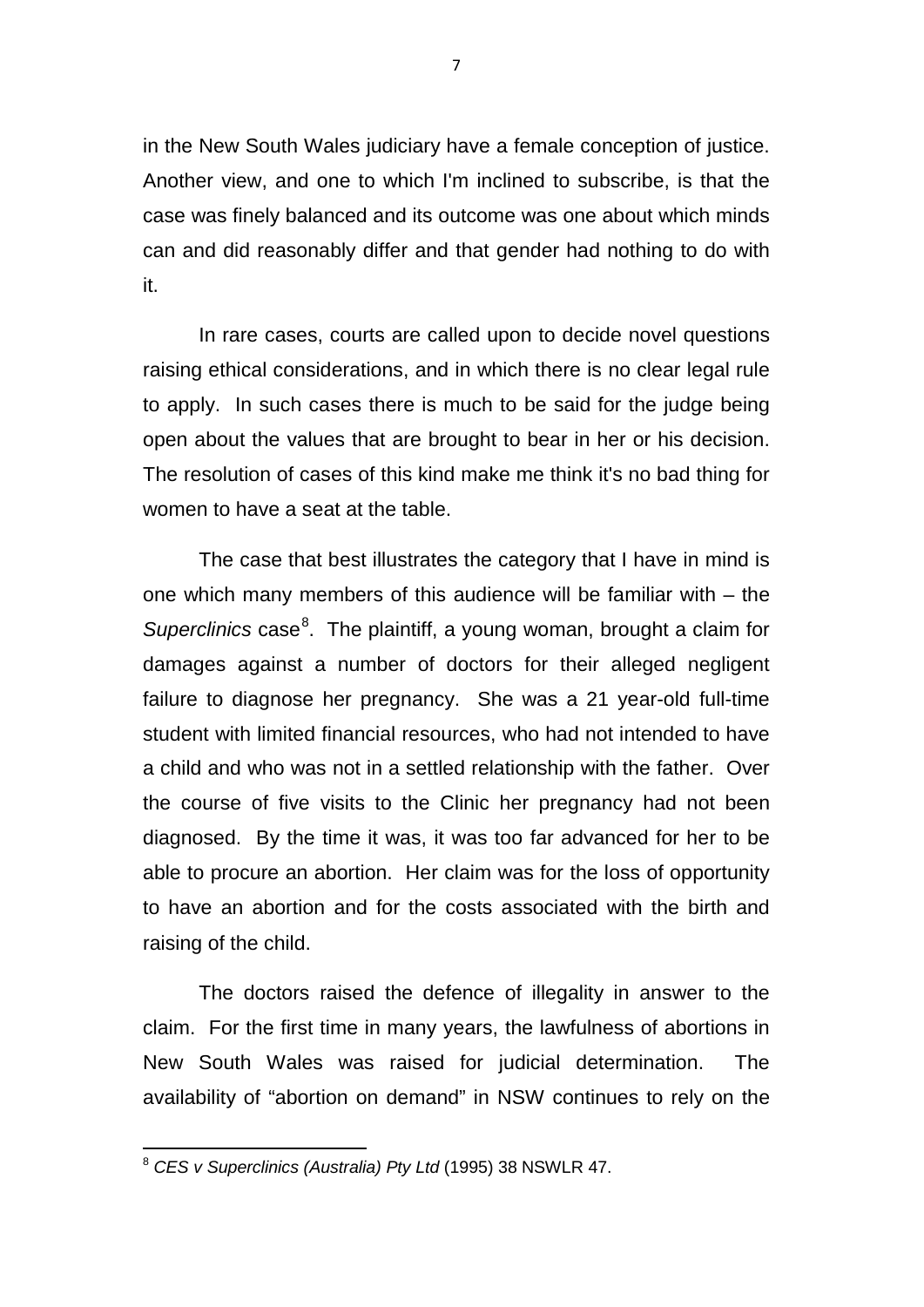in the New South Wales judiciary have a female conception of justice. Another view, and one to which I'm inclined to subscribe, is that the case was finely balanced and its outcome was one about which minds can and did reasonably differ and that gender had nothing to do with it.

In rare cases, courts are called upon to decide novel questions raising ethical considerations, and in which there is no clear legal rule to apply. In such cases there is much to be said for the judge being open about the values that are brought to bear in her or his decision. The resolution of cases of this kind make me think it's no bad thing for women to have a seat at the table.

The case that best illustrates the category that I have in mind is one which many members of this audience will be familiar with – the *Superclinics* case[8]. The plaintiff, a young woman, brought a claim for damages against a number of doctors for their alleged negligent failure to diagnose her pregnancy. She was a 21 year-old full-time student with limited financial resources, who had not intended to have a child and who was not in a settled relationship with the father. Over the course of five visits to the Clinic her pregnancy had not been diagnosed. By the time it was, it was too far advanced for her to be able to procure an abortion. Her claim was for the loss of opportunity to have an abortion and for the costs associated with the birth and raising of the child.

The doctors raised the defence of illegality in answer to the claim. For the first time in many years, the lawfulness of abortions in New South Wales was raised for judicial determination. The availability of "abortion on demand" in NSW continues to rely on the

---

[8] *CES v Superclinics (Australia) Pty Ltd* (1995) 38 NSWLR 47.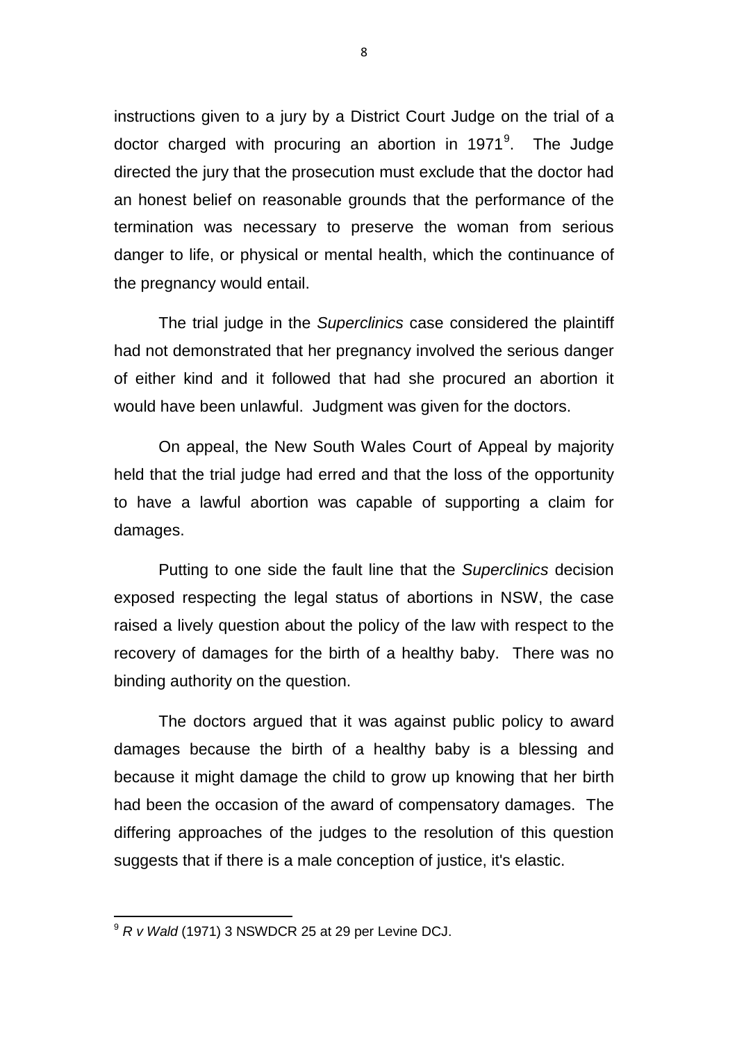instructions given to a jury by a District Court Judge on the trial of a doctor charged with procuring an abortion in 1971[9]. The Judge directed the jury that the prosecution must exclude that the doctor had an honest belief on reasonable grounds that the performance of the termination was necessary to preserve the woman from serious danger to life, or physical or mental health, which the continuance of the pregnancy would entail.

The trial judge in the *Superclinics* case considered the plaintiff had not demonstrated that her pregnancy involved the serious danger of either kind and it followed that had she procured an abortion it would have been unlawful. Judgment was given for the doctors.

On appeal, the New South Wales Court of Appeal by majority held that the trial judge had erred and that the loss of the opportunity to have a lawful abortion was capable of supporting a claim for damages.

Putting to one side the fault line that the *Superclinics* decision exposed respecting the legal status of abortions in NSW, the case raised a lively question about the policy of the law with respect to the recovery of damages for the birth of a healthy baby. There was no binding authority on the question.

The doctors argued that it was against public policy to award damages because the birth of a healthy baby is a blessing and because it might damage the child to grow up knowing that her birth had been the occasion of the award of compensatory damages. The differing approaches of the judges to the resolution of this question suggests that if there is a male conception of justice, it's elastic.

---

[9] *R v Wald* (1971) 3 NSWDCR 25 at 29 per Levine DCJ.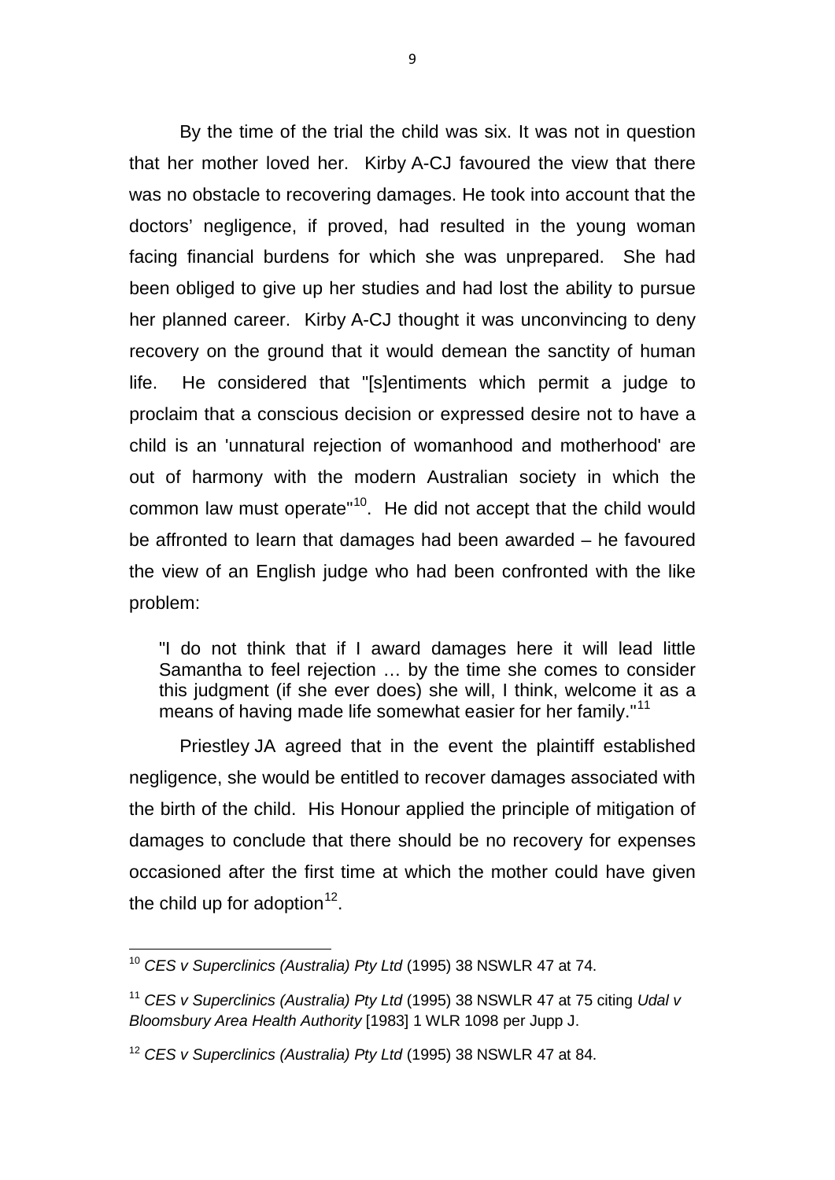By the time of the trial the child was six. It was not in question that her mother loved her. Kirby A-CJ favoured the view that there was no obstacle to recovering damages. He took into account that the doctors' negligence, if proved, had resulted in the young woman facing financial burdens for which she was unprepared. She had been obliged to give up her studies and had lost the ability to pursue her planned career. Kirby A-CJ thought it was unconvincing to deny recovery on the ground that it would demean the sanctity of human life. He considered that "[s]entiments which permit a judge to proclaim that a conscious decision or expressed desire not to have a child is an 'unnatural rejection of womanhood and motherhood' are out of harmony with the modern Australian society in which the common law must operate"[10]. He did not accept that the child would be affronted to learn that damages had been awarded – he favoured the view of an English judge who had been confronted with the like problem:

> "I do not think that if I award damages here it will lead little Samantha to feel rejection … by the time she comes to consider this judgment (if she ever does) she will, I think, welcome it as a means of having made life somewhat easier for her family."[11]

Priestley JA agreed that in the event the plaintiff established negligence, she would be entitled to recover damages associated with the birth of the child. His Honour applied the principle of mitigation of damages to conclude that there should be no recovery for expenses occasioned after the first time at which the mother could have given the child up for adoption[12].

---

[10] *CES v Superclinics (Australia) Pty Ltd* (1995) 38 NSWLR 47 at 74.

[11] *CES v Superclinics (Australia) Pty Ltd* (1995) 38 NSWLR 47 at 75 citing *Udal v Bloomsbury Area Health Authority* [1983] 1 WLR 1098 per Jupp J.

[12] *CES v Superclinics (Australia) Pty Ltd* (1995) 38 NSWLR 47 at 84.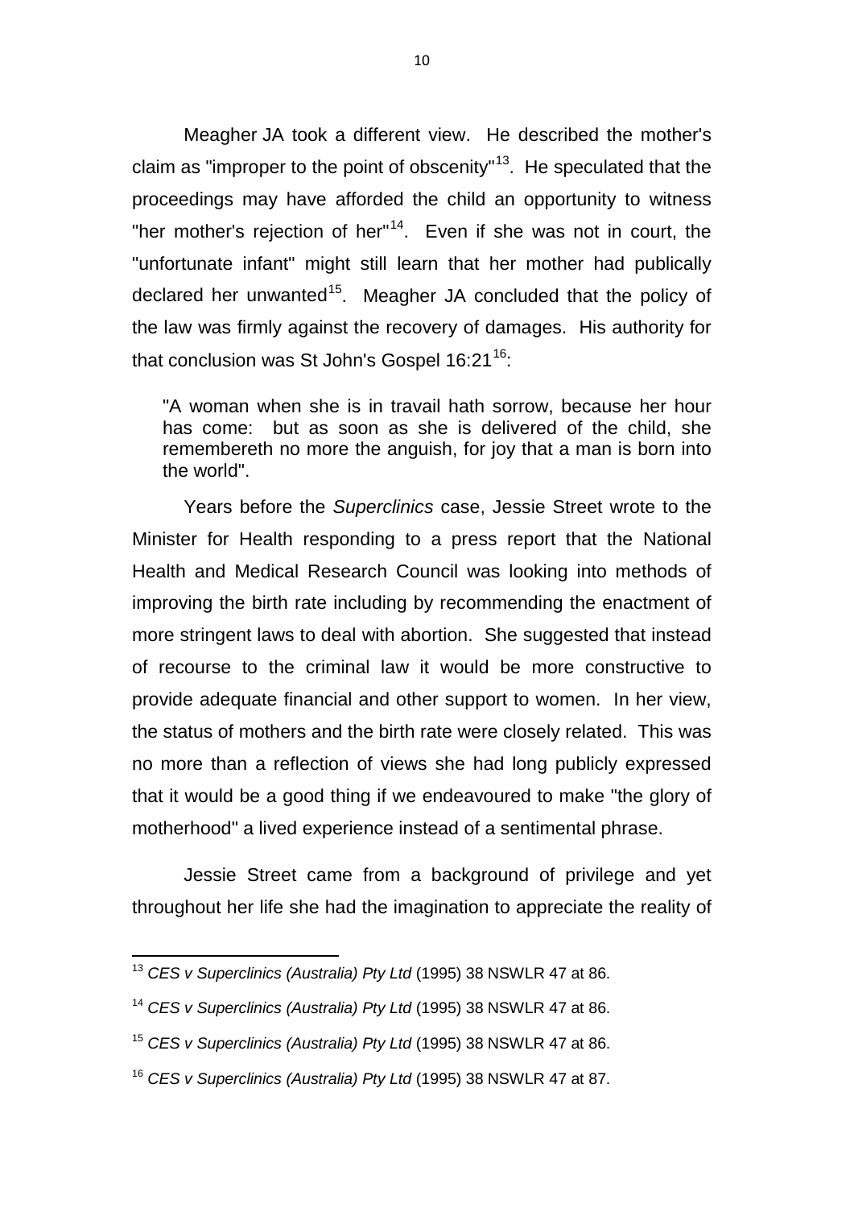Meagher JA took a different view. He described the mother's claim as "improper to the point of obscenity"[13]. He speculated that the proceedings may have afforded the child an opportunity to witness "her mother's rejection of her"[14]. Even if she was not in court, the "unfortunate infant" might still learn that her mother had publically declared her unwanted[15]. Meagher JA concluded that the policy of the law was firmly against the recovery of damages. His authority for that conclusion was St John's Gospel 16:21[16]:

> "A woman when she is in travail hath sorrow, because her hour has come: but as soon as she is delivered of the child, she remembereth no more the anguish, for joy that a man is born into the world".

Years before the *Superclinics* case, Jessie Street wrote to the Minister for Health responding to a press report that the National Health and Medical Research Council was looking into methods of improving the birth rate including by recommending the enactment of more stringent laws to deal with abortion. She suggested that instead of recourse to the criminal law it would be more constructive to provide adequate financial and other support to women. In her view, the status of mothers and the birth rate were closely related. This was no more than a reflection of views she had long publicly expressed that it would be a good thing if we endeavoured to make "the glory of motherhood" a lived experience instead of a sentimental phrase.

Jessie Street came from a background of privilege and yet throughout her life she had the imagination to appreciate the reality of

---

[13] *CES v Superclinics (Australia) Pty Ltd* (1995) 38 NSWLR 47 at 86.

[14] *CES v Superclinics (Australia) Pty Ltd* (1995) 38 NSWLR 47 at 86.

[15] *CES v Superclinics (Australia) Pty Ltd* (1995) 38 NSWLR 47 at 86.

[16] *CES v Superclinics (Australia) Pty Ltd* (1995) 38 NSWLR 47 at 87.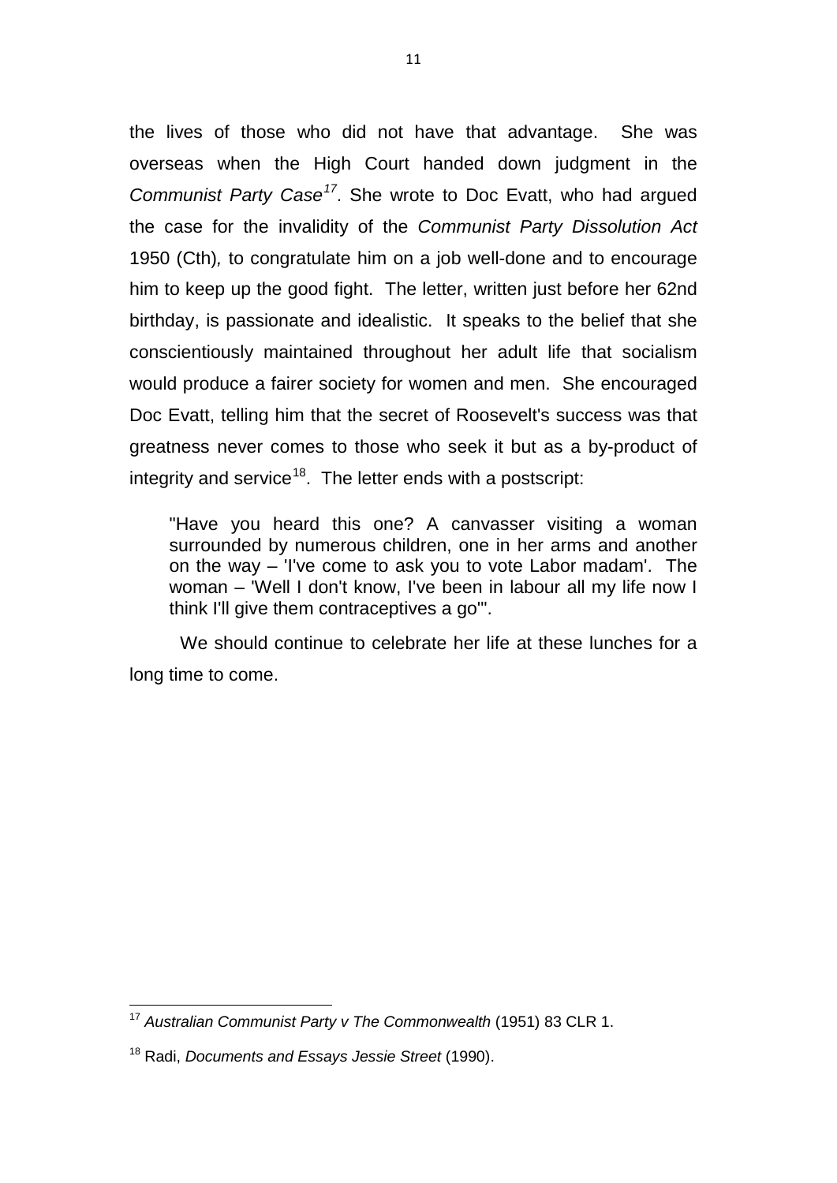the lives of those who did not have that advantage. She was overseas when the High Court handed down judgment in the *Communist Party Case*[17]. She wrote to Doc Evatt, who had argued the case for the invalidity of the *Communist Party Dissolution Act* 1950 (Cth), to congratulate him on a job well-done and to encourage him to keep up the good fight. The letter, written just before her 62nd birthday, is passionate and idealistic. It speaks to the belief that she conscientiously maintained throughout her adult life that socialism would produce a fairer society for women and men. She encouraged Doc Evatt, telling him that the secret of Roosevelt's success was that greatness never comes to those who seek it but as a by-product of integrity and service[18]. The letter ends with a postscript:

> "Have you heard this one? A canvasser visiting a woman surrounded by numerous children, one in her arms and another on the way – 'I've come to ask you to vote Labor madam'. The woman – 'Well I don't know, I've been in labour all my life now I think I'll give them contraceptives a go'".

We should continue to celebrate her life at these lunches for a long time to come.

---

[17] *Australian Communist Party v The Commonwealth* (1951) 83 CLR 1.

[18] Radi, *Documents and Essays Jessie Street* (1990).